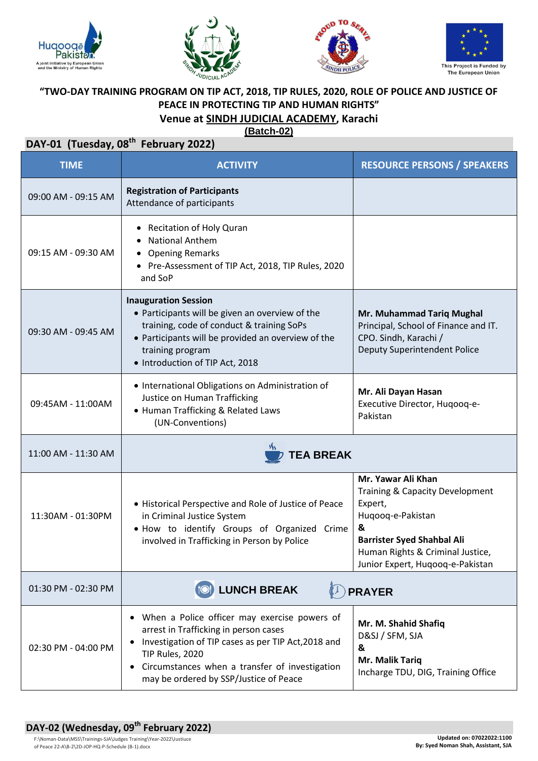Huqooq-e-Pakistan — A joint initiative by European Union and the Ministry of Human Rights

This Project is Funded by The European Union

# "TWO-DAY TRAINING PROGRAM ON TIP ACT, 2018, TIP RULES, 2020, ROLE OF POLICE AND JUSTICE OF PEACE IN PROTECTING TIP AND HUMAN RIGHTS"

## Venue at SINDH JUDICIAL ACADEMY, Karachi

**(Batch-02)**

## DAY-01 (Tuesday, 08th February 2022)

| TIME | ACTIVITY | RESOURCE PERSONS / SPEAKERS |
|---|---|---|
| 09:00 AM - 09:15 AM | **Registration of Participants**<br>Attendance of participants | |
| 09:15 AM - 09:30 AM | • Recitation of Holy Quran<br>• National Anthem<br>• Opening Remarks<br>• Pre-Assessment of TIP Act, 2018, TIP Rules, 2020 and SoP | |
| 09:30 AM - 09:45 AM | **Inauguration Session**<br>• Participants will be given an overview of the training, code of conduct & training SoPs<br>• Participants will be provided an overview of the training program<br>• Introduction of TIP Act, 2018 | **Mr. Muhammad Tariq Mughal**<br>Principal, School of Finance and IT. CPO. Sindh, Karachi /<br>Deputy Superintendent Police |
| 09:45AM - 11:00AM | • International Obligations on Administration of Justice on Human Trafficking<br>• Human Trafficking & Related Laws (UN-Conventions) | **Mr. Ali Dayan Hasan**<br>Executive Director, Huqooq-e-Pakistan |
| 11:00 AM - 11:30 AM | **TEA BREAK** | |
| 11:30AM - 01:30PM | • Historical Perspective and Role of Justice of Peace in Criminal Justice System<br>• How to identify Groups of Organized Crime involved in Trafficking in Person by Police | **Mr. Yawar Ali Khan**<br>Training & Capacity Development Expert,<br>Huqooq-e-Pakistan<br>**&**<br>**Barrister Syed Shahbal Ali**<br>Human Rights & Criminal Justice, Junior Expert, Huqooq-e-Pakistan |
| 01:30 PM - 02:30 PM | **LUNCH BREAK** **PRAYER** | |
| 02:30 PM - 04:00 PM | • When a Police officer may exercise powers of arrest in Trafficking in person cases<br>• Investigation of TIP cases as per TIP Act,2018 and TIP Rules, 2020<br>• Circumstances when a transfer of investigation may be ordered by SSP/Justice of Peace | **Mr. M. Shahid Shafiq**<br>D&SJ / SFM, SJA<br>**&**<br>**Mr. Malik Tariq**<br>Incharge TDU, DIG, Training Office |

## DAY-02 (Wednesday, 09th February 2022)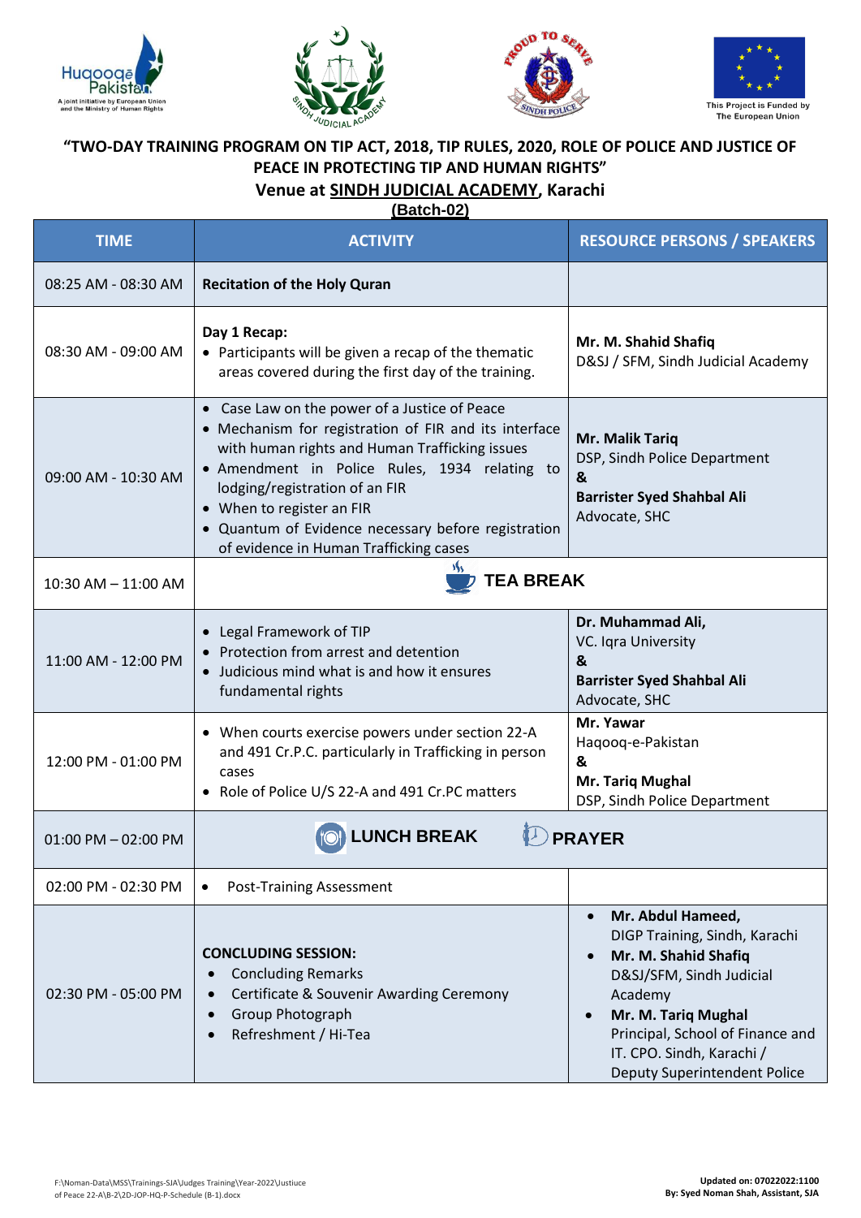**"TWO-DAY TRAINING PROGRAM ON TIP ACT, 2018, TIP RULES, 2020, ROLE OF POLICE AND JUSTICE OF PEACE IN PROTECTING TIP AND HUMAN RIGHTS"**

**Venue at SINDH JUDICIAL ACADEMY, Karachi**

**(Batch-02)**

| TIME | ACTIVITY | RESOURCE PERSONS / SPEAKERS |
|---|---|---|
| 08:25 AM - 08:30 AM | **Recitation of the Holy Quran** | |
| 08:30 AM - 09:00 AM | **Day 1 Recap:**<br>• Participants will be given a recap of the thematic areas covered during the first day of the training. | **Mr. M. Shahid Shafiq**<br>D&SJ / SFM, Sindh Judicial Academy |
| 09:00 AM - 10:30 AM | • Case Law on the power of a Justice of Peace<br>• Mechanism for registration of FIR and its interface with human rights and Human Trafficking issues<br>• Amendment in Police Rules, 1934 relating to lodging/registration of an FIR<br>• When to register an FIR<br>• Quantum of Evidence necessary before registration of evidence in Human Trafficking cases | **Mr. Malik Tariq**<br>DSP, Sindh Police Department<br>**&**<br>**Barrister Syed Shahbal Ali**<br>Advocate, SHC |
| 10:30 AM – 11:00 AM | **TEA BREAK** | |
| 11:00 AM - 12:00 PM | • Legal Framework of TIP<br>• Protection from arrest and detention<br>• Judicious mind what is and how it ensures fundamental rights | **Dr. Muhammad Ali,**<br>VC. Iqra University<br>**&**<br>**Barrister Syed Shahbal Ali**<br>Advocate, SHC |
| 12:00 PM - 01:00 PM | • When courts exercise powers under section 22-A and 491 Cr.P.C. particularly in Trafficking in person cases<br>• Role of Police U/S 22-A and 491 Cr.PC matters | **Mr. Yawar**<br>Haqooq-e-Pakistan<br>**&**<br>**Mr. Tariq Mughal**<br>DSP, Sindh Police Department |
| 01:00 PM – 02:00 PM | **LUNCH BREAK** **PRAYER** | |
| 02:00 PM - 02:30 PM | • Post-Training Assessment | |
| 02:30 PM - 05:00 PM | **CONCLUDING SESSION:**<br>• Concluding Remarks<br>• Certificate & Souvenir Awarding Ceremony<br>• Group Photograph<br>• Refreshment / Hi-Tea | • **Mr. Abdul Hameed,** DIGP Training, Sindh, Karachi<br>• **Mr. M. Shahid Shafiq** D&SJ/SFM, Sindh Judicial Academy<br>• **Mr. M. Tariq Mughal** Principal, School of Finance and IT. CPO. Sindh, Karachi / Deputy Superintendent Police |

F:\Noman-Data\MSS\Trainings-SJA\Judges Training\Year-2022\Justiuce of Peace 22-A\B-2\2D-JOP-HQ-P-Schedule (B-1).docx

**Updated on: 07022022:1100**
**By: Syed Noman Shah, Assistant, SJA**